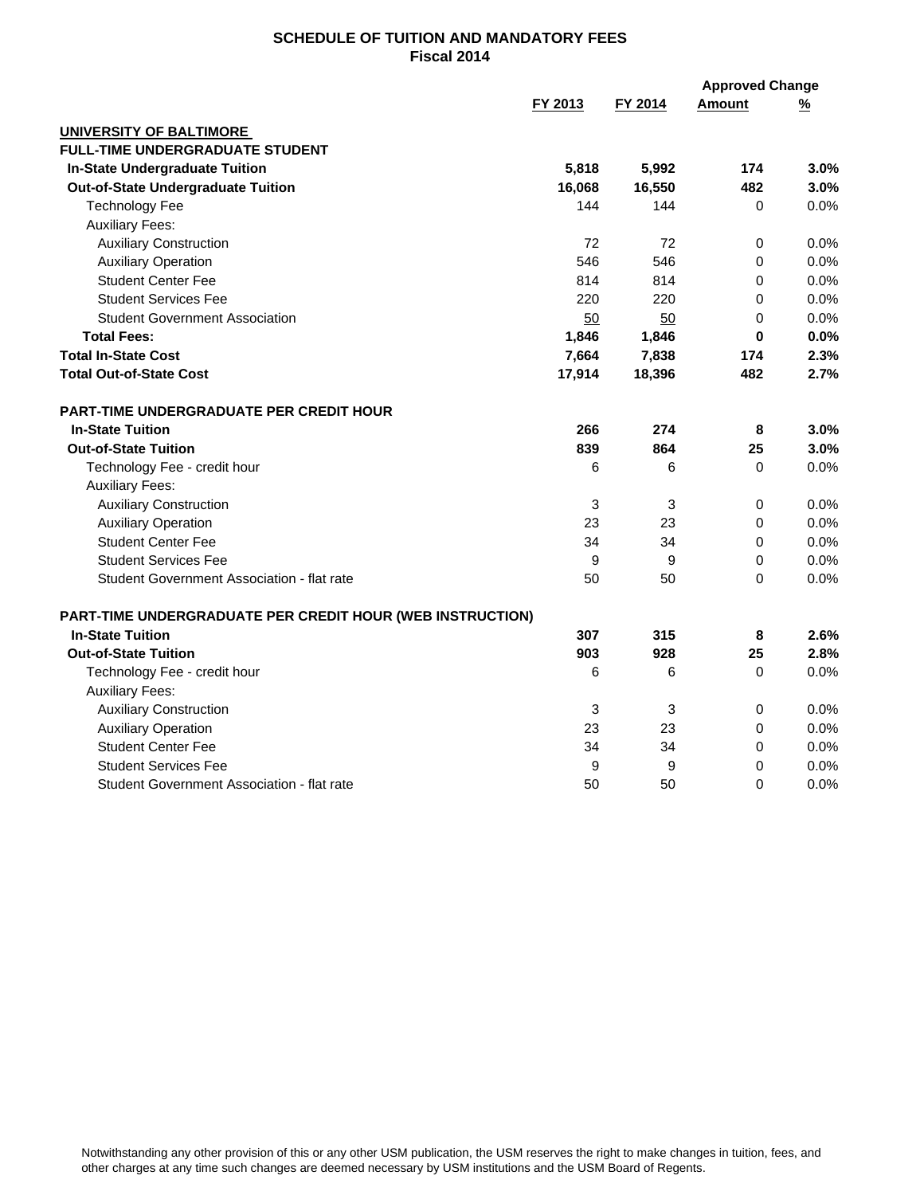## SCHEDULE OF TUITION AND MANDATORY FEES
### Fiscal 2014

| | FY 2013 | FY 2014 | Approved Change Amount | Approved Change % |
|---|---|---|---|---|
| **UNIVERSITY OF BALTIMORE** | | | | |
| **FULL-TIME UNDERGRADUATE STUDENT** | | | | |
| **In-State Undergraduate Tuition** | **5,818** | **5,992** | **174** | **3.0%** |
| **Out-of-State Undergraduate Tuition** | **16,068** | **16,550** | **482** | **3.0%** |
| Technology Fee | 144 | 144 | 0 | 0.0% |
| Auxiliary Fees: | | | | |
| Auxiliary Construction | 72 | 72 | 0 | 0.0% |
| Auxiliary Operation | 546 | 546 | 0 | 0.0% |
| Student Center Fee | 814 | 814 | 0 | 0.0% |
| Student Services Fee | 220 | 220 | 0 | 0.0% |
| Student Government Association | 50 | 50 | 0 | 0.0% |
| **Total Fees:** | **1,846** | **1,846** | **0** | **0.0%** |
| **Total In-State Cost** | **7,664** | **7,838** | **174** | **2.3%** |
| **Total Out-of-State Cost** | **17,914** | **18,396** | **482** | **2.7%** |
| | | | | |
| **PART-TIME UNDERGRADUATE PER CREDIT HOUR** | | | | |
| **In-State Tuition** | **266** | **274** | **8** | **3.0%** |
| **Out-of-State Tuition** | **839** | **864** | **25** | **3.0%** |
| Technology Fee - credit hour | 6 | 6 | 0 | 0.0% |
| Auxiliary Fees: | | | | |
| Auxiliary Construction | 3 | 3 | 0 | 0.0% |
| Auxiliary Operation | 23 | 23 | 0 | 0.0% |
| Student Center Fee | 34 | 34 | 0 | 0.0% |
| Student Services Fee | 9 | 9 | 0 | 0.0% |
| Student Government Association - flat rate | 50 | 50 | 0 | 0.0% |
| | | | | |
| **PART-TIME UNDERGRADUATE PER CREDIT HOUR (WEB INSTRUCTION)** | | | | |
| **In-State Tuition** | **307** | **315** | **8** | **2.6%** |
| **Out-of-State Tuition** | **903** | **928** | **25** | **2.8%** |
| Technology Fee - credit hour | 6 | 6 | 0 | 0.0% |
| Auxiliary Fees: | | | | |
| Auxiliary Construction | 3 | 3 | 0 | 0.0% |
| Auxiliary Operation | 23 | 23 | 0 | 0.0% |
| Student Center Fee | 34 | 34 | 0 | 0.0% |
| Student Services Fee | 9 | 9 | 0 | 0.0% |
| Student Government Association - flat rate | 50 | 50 | 0 | 0.0% |

Notwithstanding any other provision of this or any other USM publication, the USM reserves the right to make changes in tuition, fees, and other charges at any time such changes are deemed necessary by USM institutions and the USM Board of Regents.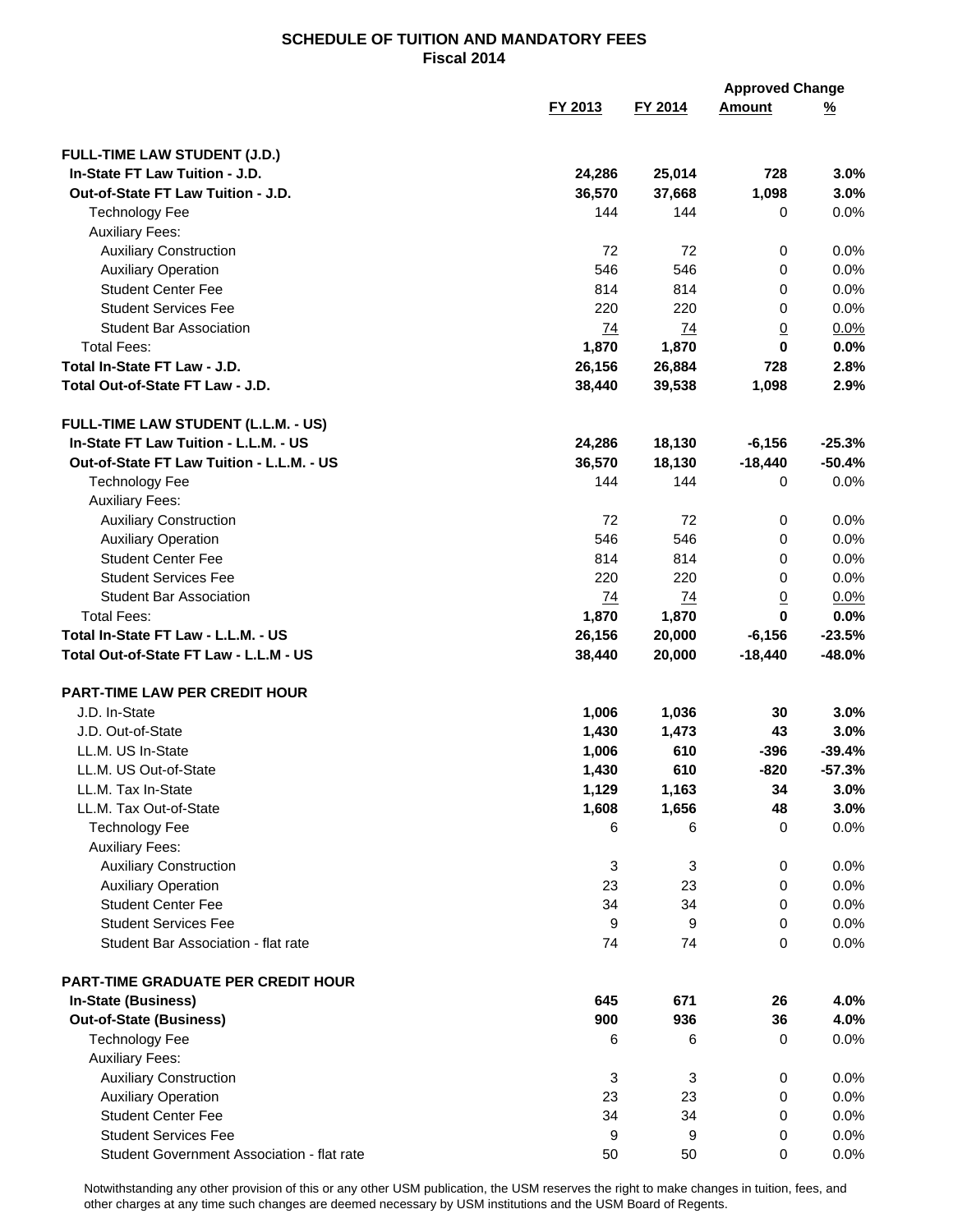## SCHEDULE OF TUITION AND MANDATORY FEES
### Fiscal 2014

| | FY 2013 | FY 2014 | Approved Change Amount | Approved Change % |
|---|---|---|---|---|
| **FULL-TIME LAW STUDENT (J.D.)** | | | | |
| **In-State FT Law Tuition - J.D.** | **24,286** | **25,014** | **728** | **3.0%** |
| **Out-of-State FT Law Tuition - J.D.** | **36,570** | **37,668** | **1,098** | **3.0%** |
| Technology Fee | 144 | 144 | 0 | 0.0% |
| Auxiliary Fees: | | | | |
| Auxiliary Construction | 72 | 72 | 0 | 0.0% |
| Auxiliary Operation | 546 | 546 | 0 | 0.0% |
| Student Center Fee | 814 | 814 | 0 | 0.0% |
| Student Services Fee | 220 | 220 | 0 | 0.0% |
| Student Bar Association | 74 | 74 | 0 | 0.0% |
| Total Fees: | **1,870** | **1,870** | **0** | **0.0%** |
| **Total In-State FT Law - J.D.** | **26,156** | **26,884** | **728** | **2.8%** |
| **Total Out-of-State FT Law - J.D.** | **38,440** | **39,538** | **1,098** | **2.9%** |
| **FULL-TIME LAW STUDENT (L.L.M. - US)** | | | | |
| **In-State FT Law Tuition - L.L.M. - US** | **24,286** | **18,130** | **-6,156** | **-25.3%** |
| **Out-of-State FT Law Tuition - L.L.M. - US** | **36,570** | **18,130** | **-18,440** | **-50.4%** |
| Technology Fee | 144 | 144 | 0 | 0.0% |
| Auxiliary Fees: | | | | |
| Auxiliary Construction | 72 | 72 | 0 | 0.0% |
| Auxiliary Operation | 546 | 546 | 0 | 0.0% |
| Student Center Fee | 814 | 814 | 0 | 0.0% |
| Student Services Fee | 220 | 220 | 0 | 0.0% |
| Student Bar Association | 74 | 74 | 0 | 0.0% |
| Total Fees: | **1,870** | **1,870** | **0** | **0.0%** |
| **Total In-State FT Law - L.L.M. - US** | **26,156** | **20,000** | **-6,156** | **-23.5%** |
| **Total Out-of-State FT Law - L.L.M - US** | **38,440** | **20,000** | **-18,440** | **-48.0%** |
| **PART-TIME LAW PER CREDIT HOUR** | | | | |
| J.D. In-State | **1,006** | **1,036** | **30** | **3.0%** |
| J.D. Out-of-State | **1,430** | **1,473** | **43** | **3.0%** |
| LL.M. US In-State | **1,006** | **610** | **-396** | **-39.4%** |
| LL.M. US Out-of-State | **1,430** | **610** | **-820** | **-57.3%** |
| LL.M. Tax In-State | **1,129** | **1,163** | **34** | **3.0%** |
| LL.M. Tax Out-of-State | **1,608** | **1,656** | **48** | **3.0%** |
| Technology Fee | 6 | 6 | 0 | 0.0% |
| Auxiliary Fees: | | | | |
| Auxiliary Construction | 3 | 3 | 0 | 0.0% |
| Auxiliary Operation | 23 | 23 | 0 | 0.0% |
| Student Center Fee | 34 | 34 | 0 | 0.0% |
| Student Services Fee | 9 | 9 | 0 | 0.0% |
| Student Bar Association - flat rate | 74 | 74 | 0 | 0.0% |
| **PART-TIME GRADUATE PER CREDIT HOUR** | | | | |
| **In-State (Business)** | **645** | **671** | **26** | **4.0%** |
| **Out-of-State (Business)** | **900** | **936** | **36** | **4.0%** |
| Technology Fee | 6 | 6 | 0 | 0.0% |
| Auxiliary Fees: | | | | |
| Auxiliary Construction | 3 | 3 | 0 | 0.0% |
| Auxiliary Operation | 23 | 23 | 0 | 0.0% |
| Student Center Fee | 34 | 34 | 0 | 0.0% |
| Student Services Fee | 9 | 9 | 0 | 0.0% |
| Student Government Association - flat rate | 50 | 50 | 0 | 0.0% |

Notwithstanding any other provision of this or any other USM publication, the USM reserves the right to make changes in tuition, fees, and other charges at any time such changes are deemed necessary by USM institutions and the USM Board of Regents.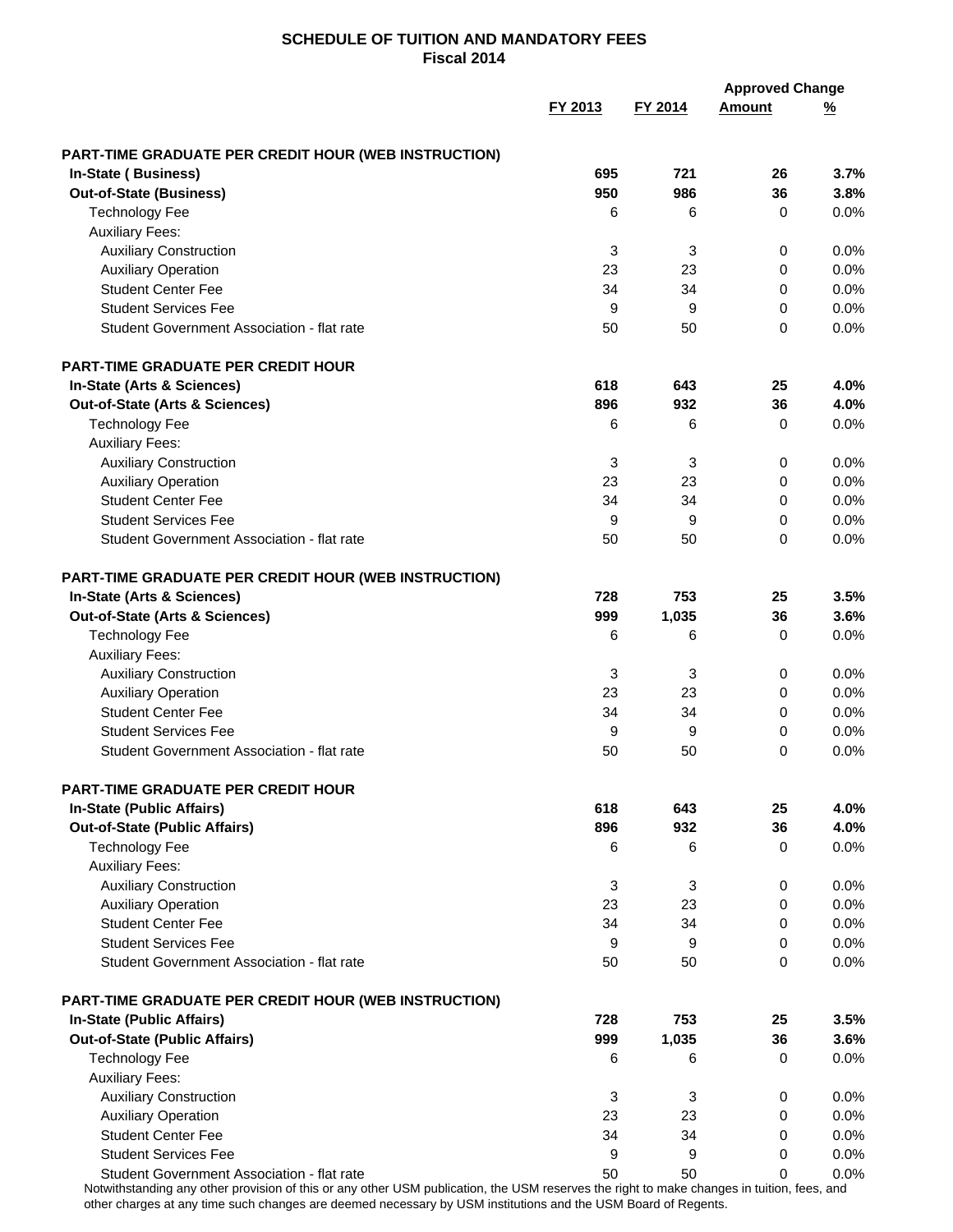# SCHEDULE OF TUITION AND MANDATORY FEES
## Fiscal 2014

| | FY 2013 | FY 2014 | Approved Change Amount | Approved Change % |
|---|---|---|---|---|
| **PART-TIME GRADUATE PER CREDIT HOUR (WEB INSTRUCTION)** | | | | |
| **In-State ( Business)** | **695** | **721** | **26** | **3.7%** |
| **Out-of-State (Business)** | **950** | **986** | **36** | **3.8%** |
| Technology Fee | 6 | 6 | 0 | 0.0% |
| Auxiliary Fees: | | | | |
| Auxiliary Construction | 3 | 3 | 0 | 0.0% |
| Auxiliary Operation | 23 | 23 | 0 | 0.0% |
| Student Center Fee | 34 | 34 | 0 | 0.0% |
| Student Services Fee | 9 | 9 | 0 | 0.0% |
| Student Government Association - flat rate | 50 | 50 | 0 | 0.0% |
| **PART-TIME GRADUATE PER CREDIT HOUR** | | | | |
| **In-State (Arts & Sciences)** | **618** | **643** | **25** | **4.0%** |
| **Out-of-State (Arts & Sciences)** | **896** | **932** | **36** | **4.0%** |
| Technology Fee | 6 | 6 | 0 | 0.0% |
| Auxiliary Fees: | | | | |
| Auxiliary Construction | 3 | 3 | 0 | 0.0% |
| Auxiliary Operation | 23 | 23 | 0 | 0.0% |
| Student Center Fee | 34 | 34 | 0 | 0.0% |
| Student Services Fee | 9 | 9 | 0 | 0.0% |
| Student Government Association - flat rate | 50 | 50 | 0 | 0.0% |
| **PART-TIME GRADUATE PER CREDIT HOUR (WEB INSTRUCTION)** | | | | |
| **In-State (Arts & Sciences)** | **728** | **753** | **25** | **3.5%** |
| **Out-of-State (Arts & Sciences)** | **999** | **1,035** | **36** | **3.6%** |
| Technology Fee | 6 | 6 | 0 | 0.0% |
| Auxiliary Fees: | | | | |
| Auxiliary Construction | 3 | 3 | 0 | 0.0% |
| Auxiliary Operation | 23 | 23 | 0 | 0.0% |
| Student Center Fee | 34 | 34 | 0 | 0.0% |
| Student Services Fee | 9 | 9 | 0 | 0.0% |
| Student Government Association - flat rate | 50 | 50 | 0 | 0.0% |
| **PART-TIME GRADUATE PER CREDIT HOUR** | | | | |
| **In-State (Public Affairs)** | **618** | **643** | **25** | **4.0%** |
| **Out-of-State (Public Affairs)** | **896** | **932** | **36** | **4.0%** |
| Technology Fee | 6 | 6 | 0 | 0.0% |
| Auxiliary Fees: | | | | |
| Auxiliary Construction | 3 | 3 | 0 | 0.0% |
| Auxiliary Operation | 23 | 23 | 0 | 0.0% |
| Student Center Fee | 34 | 34 | 0 | 0.0% |
| Student Services Fee | 9 | 9 | 0 | 0.0% |
| Student Government Association - flat rate | 50 | 50 | 0 | 0.0% |
| **PART-TIME GRADUATE PER CREDIT HOUR (WEB INSTRUCTION)** | | | | |
| **In-State (Public Affairs)** | **728** | **753** | **25** | **3.5%** |
| **Out-of-State (Public Affairs)** | **999** | **1,035** | **36** | **3.6%** |
| Technology Fee | 6 | 6 | 0 | 0.0% |
| Auxiliary Fees: | | | | |
| Auxiliary Construction | 3 | 3 | 0 | 0.0% |
| Auxiliary Operation | 23 | 23 | 0 | 0.0% |
| Student Center Fee | 34 | 34 | 0 | 0.0% |
| Student Services Fee | 9 | 9 | 0 | 0.0% |
| Student Government Association - flat rate | 50 | 50 | 0 | 0.0% |

Notwithstanding any other provision of this or any other USM publication, the USM reserves the right to make changes in tuition, fees, and other charges at any time such changes are deemed necessary by USM institutions and the USM Board of Regents.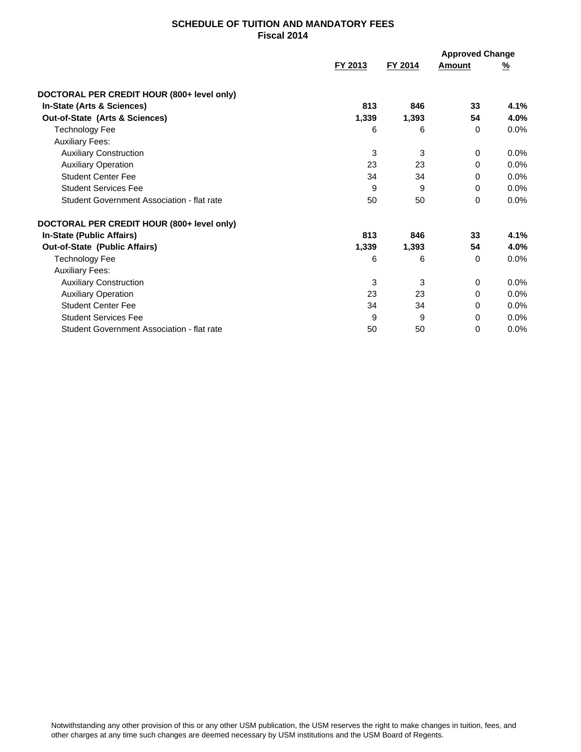# SCHEDULE OF TUITION AND MANDATORY FEES
## Fiscal 2014

| | FY 2013 | FY 2014 | Approved Change Amount | % |
|---|---|---|---|---|
| **DOCTORAL PER CREDIT HOUR (800+ level only)** | | | | |
| **In-State (Arts & Sciences)** | **813** | **846** | **33** | **4.1%** |
| **Out-of-State (Arts & Sciences)** | **1,339** | **1,393** | **54** | **4.0%** |
| Technology Fee | 6 | 6 | 0 | 0.0% |
| Auxiliary Fees: | | | | |
| Auxiliary Construction | 3 | 3 | 0 | 0.0% |
| Auxiliary Operation | 23 | 23 | 0 | 0.0% |
| Student Center Fee | 34 | 34 | 0 | 0.0% |
| Student Services Fee | 9 | 9 | 0 | 0.0% |
| Student Government Association - flat rate | 50 | 50 | 0 | 0.0% |
| **DOCTORAL PER CREDIT HOUR (800+ level only)** | | | | |
| **In-State (Public Affairs)** | **813** | **846** | **33** | **4.1%** |
| **Out-of-State (Public Affairs)** | **1,339** | **1,393** | **54** | **4.0%** |
| Technology Fee | 6 | 6 | 0 | 0.0% |
| Auxiliary Fees: | | | | |
| Auxiliary Construction | 3 | 3 | 0 | 0.0% |
| Auxiliary Operation | 23 | 23 | 0 | 0.0% |
| Student Center Fee | 34 | 34 | 0 | 0.0% |
| Student Services Fee | 9 | 9 | 0 | 0.0% |
| Student Government Association - flat rate | 50 | 50 | 0 | 0.0% |

Notwithstanding any other provision of this or any other USM publication, the USM reserves the right to make changes in tuition, fees, and other charges at any time such changes are deemed necessary by USM institutions and the USM Board of Regents.